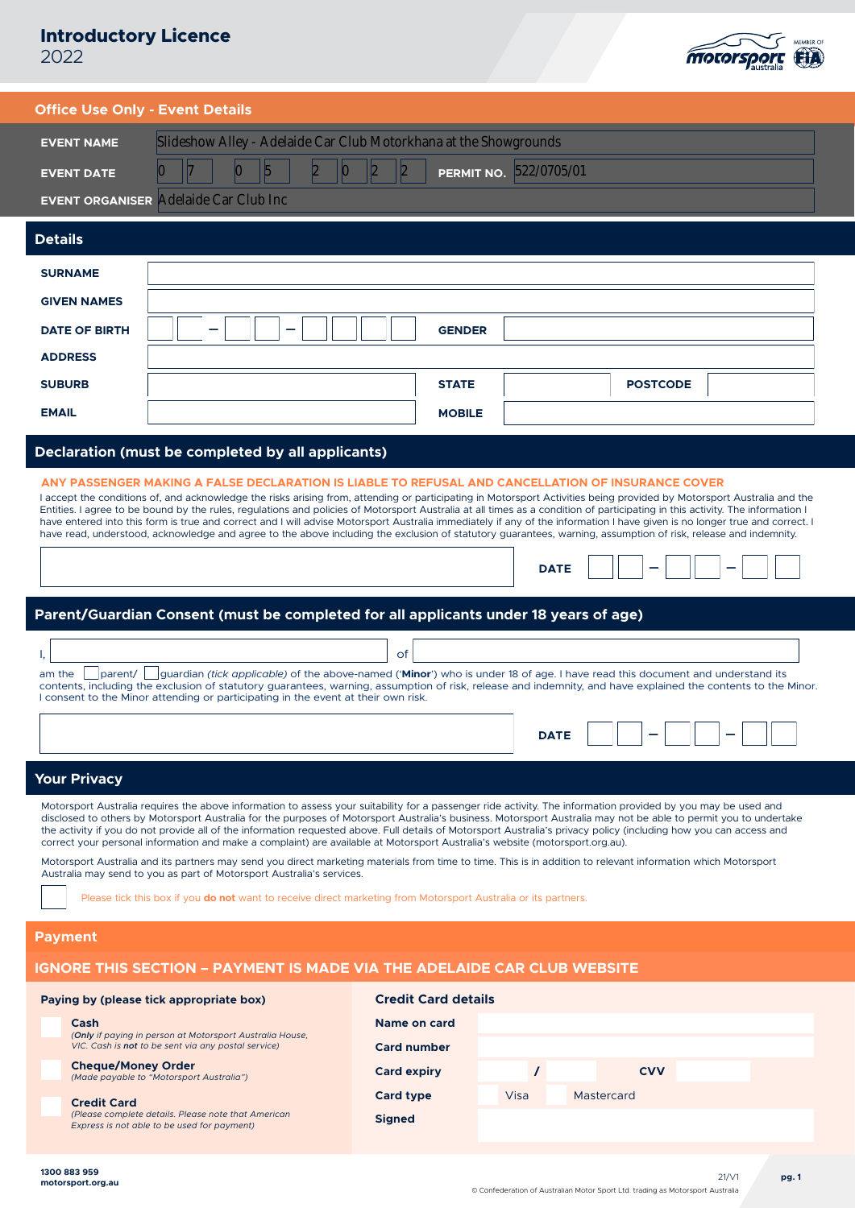# Introductory Licence
2022

## Office Use Only - Event Details

| | |
|---|---|
| **EVENT NAME** | Slideshow Alley - Adelaide Car Club Motorkhana at the Showgrounds |
| **EVENT DATE** | 0 7 0 5 2 0 2 2 |
| **PERMIT NO.** | 522/0705/01 |
| **EVENT ORGANISER** | Adelaide Car Club Inc |

## Details

| | | | |
|---|---|---|---|
| **SURNAME** | | | |
| **GIVEN NAMES** | | | |
| **DATE OF BIRTH** | __ __ – __ __ – __ __ __ __ | **GENDER** | |
| **ADDRESS** | | | |
| **SUBURB** | | **STATE** | **POSTCODE** |
| **EMAIL** | | **MOBILE** | |

## Declaration (must be completed by all applicants)

**ANY PASSENGER MAKING A FALSE DECLARATION IS LIABLE TO REFUSAL AND CANCELLATION OF INSURANCE COVER**

I accept the conditions of, and acknowledge the risks arising from, attending or participating in Motorsport Activities being provided by Motorsport Australia and the Entities. I agree to be bound by the rules, regulations and policies of Motorsport Australia at all times as a condition of participating in this activity. The information I have entered into this form is true and correct and I will advise Motorsport Australia immediately if any of the information I have given is no longer true and correct. I have read, understood, acknowledge and agree to the above including the exclusion of statutory guarantees, warning, assumption of risk, release and indemnity.

**DATE** __ __ – __ __ – __ __

## Parent/Guardian Consent (must be completed for all applicants under 18 years of age)

I, ____________________ of ____________________

am the ☐ parent/ ☐ guardian *(tick applicable)* of the above-named ('**Minor**') who is under 18 of age. I have read this document and understand its contents, including the exclusion of statutory guarantees, warning, assumption of risk, release and indemnity, and have explained the contents to the Minor. I consent to the Minor attending or participating in the event at their own risk.

**DATE** __ __ – __ __ – __ __

## Your Privacy

Motorsport Australia requires the above information to assess your suitability for a passenger ride activity. The information provided by you may be used and disclosed to others by Motorsport Australia for the purposes of Motorsport Australia's business. Motorsport Australia may not be able to permit you to undertake the activity if you do not provide all of the information requested above. Full details of Motorsport Australia's privacy policy (including how you can access and correct your personal information and make a complaint) are available at Motorsport Australia's website (motorsport.org.au).

Motorsport Australia and its partners may send you direct marketing materials from time to time. This is in addition to relevant information which Motorsport Australia may send to you as part of Motorsport Australia's services.

☐ Please tick this box if you **do not** want to receive direct marketing from Motorsport Australia or its partners.

## Payment

### IGNORE THIS SECTION – PAYMENT IS MADE VIA THE ADELAIDE CAR CLUB WEBSITE

**Paying by (please tick appropriate box)**

☐ **Cash**
*(**Only** if paying in person at Motorsport Australia House, VIC. Cash is **not** to be sent via any postal service)*

☐ **Cheque/Money Order**
*(Made payable to "Motorsport Australia")*

☐ **Credit Card**
*(Please complete details. Please note that American Express is not able to be used for payment)*

**Credit Card details**

| | |
|---|---|
| **Name on card** | |
| **Card number** | |
| **Card expiry** | / **CVV** |
| **Card type** | ☐ Visa ☐ Mastercard |
| **Signed** | |

1300 883 959
motorsport.org.au

21/V1

© Confederation of Australian Motor Sport Ltd. trading as Motorsport Australia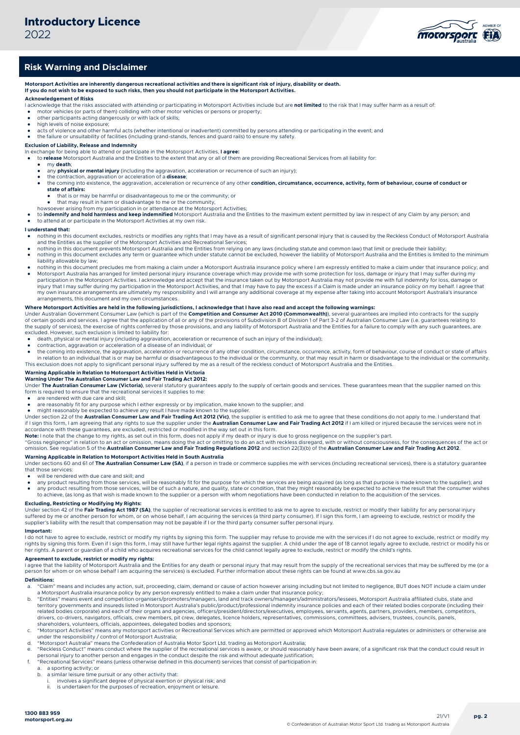# Introductory Licence

2022

## Risk Warning and Disclaimer

**Motorsport Activities are inherently dangerous recreational activities and there is significant risk of injury, disability or death. If you do not wish to be exposed to such risks, then you should not participate in the Motorsport Activities.**

### Acknowledgement of Risks

I acknowledge that the risks associated with attending or participating in Motorsport Activities include but are **not limited** to the risk that I may suffer harm as a result of:

- motor vehicles (or parts of them) colliding with other motor vehicles or persons or property;
- other participants acting dangerously or with lack of skills;
- high levels of noise exposure;
- acts of violence and other harmful acts (whether intentional or inadvertent) committed by persons attending or participating in the event; and
- the failure or unsuitability of facilities (including grand-stands, fences and guard rails) to ensure my safety.

### Exclusion of Liability, Release and Indemnity

In exchange for being able to attend or participate in the Motorsport Activities, **I agree:**

- to **release** Motorsport Australia and the Entities to the extent that any or all of them are providing Recreational Services from all liability for:
  - my **death**;
  - any **physical or mental injury** (including the aggravation, acceleration or recurrence of such an injury);
  - the contraction, aggravation or acceleration of a **disease**;
  - the coming into existence, the aggravation, acceleration or recurrence of any other **condition, circumstance, occurrence, activity, form of behaviour, course of conduct or state of affairs:**
    - that is or may be harmful or disadvantageous to me or the community; or
    - that may result in harm or disadvantage to me or the community,

  howsoever arising from my participation in or attendance at the Motorsport Activities;
- to **indemnify and hold harmless and keep indemnified** Motorsport Australia and the Entities to the maximum extent permitted by law in respect of any Claim by any person; and
- to attend at or participate in the Motorsport Activities at my own risk.

### I understand that:

- nothing in this document excludes, restricts or modifies any rights that I may have as a result of significant personal injury that is caused by the Reckless Conduct of Motorsport Australia and the Entities as the supplier of the Motorsport Activities and Recreational Services;
- nothing in this document prevents Motorsport Australia and the Entities from relying on any laws (including statute and common law) that limit or preclude their liability;
- nothing in this document excludes any term or guarantee which under statute cannot be excluded, however the liability of Motorsport Australia and the Entities is limited to the minimum liability allowable by law;
- nothing in this document precludes me from making a claim under a Motorsport Australia insurance policy where I am expressly entitled to make a claim under that insurance policy; and
- Motorsport Australia has arranged for limited personal injury insurance coverage which may provide me with some protection for loss, damage or injury that I may suffer during my participation in the Motorsport Activities. I acknowledge and accept that the insurance taken out by Motorsport Australia may not provide me with full indemnity for loss, damage or injury that I may suffer during my participation in the Motorsport Activities, and that I may have to pay the excess if a Claim is made under an insurance policy on my behalf. I agree that my own insurance arrangements are ultimately my responsibility and I will arrange any additional coverage at my expense after taking into account Motorsport Australia's insurance arrangements, this document and my own circumstances.

### Where Motorsport Activities are held in the following jurisdictions, I acknowledge that I have also read and accept the following warnings:

Under Australian Government Consumer Law (which is part of the **Competition and Consumer Act 2010 (Commonwealth)**), several guarantees are implied into contracts for the supply of certain goods and services. I agree that the application of all or any of the provisions of Subdivision B of Division 1 of Part 3-2 of Australian Consumer Law (i.e. guarantees relating to the supply of services), the exercise of rights conferred by those provisions, and any liability of Motorsport Australia and the Entities for a failure to comply with any such guarantees, are excluded. However, such exclusion is limited to liability for:

- death, physical or mental injury (including aggravation, acceleration or recurrence of such an injury of the individual);
- contraction, aggravation or acceleration of a disease of an individual; or
- the coming into existence, the aggravation, acceleration or recurrence of any other condition, circumstance, occurrence, activity, form of behaviour, course of conduct or state of affairs in relation to an individual that is or may be harmful or disadvantageous to the individual or the community, or that may result in harm or disadvantage to the individual or the community.

This exclusion does not apply to significant personal injury suffered by me as a result of the reckless conduct of Motorsport Australia and the Entities.

### Warning Applicable in Relation to Motorsport Activities Held in Victoria

**Warning Under The Australian Consumer Law and Fair Trading Act 2012:**

Under **The Australian Consumer Law (Victoria)**, several statutory guarantees apply to the supply of certain goods and services. These guarantees mean that the supplier named on this form is required to ensure that the recreational services it supplies to me:

- are rendered with due care and skill;
- are reasonably fit for any purpose which I either expressly or by implication, make known to the supplier; and
- might reasonably be expected to achieve any result I have made known to the supplier.

Under section 22 of the **Australian Consumer Law and Fair Trading Act 2012 (Vic)**, the supplier is entitled to ask me to agree that these conditions do not apply to me. I understand that if I sign this form, I am agreeing that any rights to sue the supplier under the **Australian Consumer Law and Fair Trading Act 2012** if I am killed or injured because the services were not in accordance with these guarantees, are excluded, restricted or modified in the way set out in this form.

**Note:** I note that the change to my rights, as set out in this form, does not apply if my death or injury is due to gross negligence on the supplier's part.

"Gross negligence" in relation to an act or omission, means doing the act or omitting to do an act with reckless disregard, with or without consciousness, for the consequences of the act or omission. See regulation 5 of the **Australian Consumer Law and Fair Trading Regulations 2012** and section 22(3)(b) of the **Australian Consumer Law and Fair Trading Act 2012**.

### Warning Applicable in Relation to Motorsport Activities Held in South Australia

Under sections 60 and 61 of **The Australian Consumer Law (SA)**, if a person in trade or commerce supplies me with services (including recreational services), there is a statutory guarantee that those services:

- will be rendered with due care and skill; and
- any product resulting from those services, will be reasonably fit for the purpose for which the services are being acquired (as long as that purpose is made known to the supplier); and
- any product resulting from those services, will be of such a nature, and quality, state or condition, that they might reasonably be expected to achieve the result that the consumer wishes to achieve, (as long as that wish is made known to the supplier or a person with whom negotiations have been conducted in relation to the acquisition of the services.

### Excluding, Restricting or Modifying My Rights:

Under section 42 of the **Fair Trading Act 1987 (SA)**, the supplier of recreational services is entitled to ask me to agree to exclude, restrict or modify their liability for any personal injury suffered by me or another person for whom, or on whose behalf, I am acquiring the services (a third party consumer). If I sign this form, I am agreeing to exclude, restrict or modify the supplier's liability with the result that compensation may not be payable if I or the third party consumer suffer personal injury.

### Important:

I do not have to agree to exclude, restrict or modify my rights by signing this form. The supplier may refuse to provide me with the services if I do not agree to exclude, restrict or modify my rights by signing this form. Even if I sign this form, I may still have further legal rights against the supplier. A child under the age of 18 cannot legally agree to exclude, restrict or modify his or her rights. A parent or guardian of a child who acquires recreational services for the child cannot legally agree to exclude, restrict or modify the child's rights.

### Agreement to exclude, restrict or modify my rights:

I agree that the liability of Motorsport Australia and the Entities for any death or personal injury that may result from the supply of the recreational services that may be suffered by me (or a person for whom or on whose behalf I am acquiring the services) is excluded. Further information about these rights can be found at www.cbs.sa.gov.au

### Definitions:

a. "Claim" means and includes any action, suit, proceeding, claim, demand or cause of action however arising including but not limited to negligence, BUT does NOT include a claim under a Motorsport Australia insurance policy by any person expressly entitled to make a claim under that insurance policy;

b. "Entities" means event and competition organisers/promoters/managers, land and track owners/managers/administrators/lessees, Motorsport Australia affiliated clubs, state and territory governments and insureds listed in Motorsport Australia's public/product/professional indemnity insurance policies and each of their related bodies corporate (including their related bodies corporate) and each of their organs and agencies, officers/president/directors/executives, employees, servants, agents, partners, providers, members, competitors, drivers, co-drivers, navigators, officials, crew members, pit crew, delegates, licence holders, representatives, commissions, committees, advisers, trustees, councils, panels, shareholders, volunteers, officials, appointees, delegated bodies and sponsors;

c. "Motorsport Activities" means any motorsport activities or Recreational Services which are permitted or approved which Motorsport Australia regulates or administers or otherwise are under the responsibility / control of Motorsport Australia;

d. "Motorsport Australia" means the Confederation of Australia Motor Sport Ltd. trading as Motorsport Australia;

e. "Reckless Conduct" means conduct where the supplier of the recreational services is aware, or should reasonably have been aware, of a significant risk that the conduct could result in personal injury to another person and engages in the conduct despite the risk and without adequate justification;

f. "Recreational Services" means (unless otherwise defined in this document) services that consist of participation in:

   a. a sporting activity; or
   b. a similar leisure time pursuit or any other activity that:
      i. involves a significant degree of physical exertion or physical risk; and
      ii. is undertaken for the purposes of recreation, enjoyment or leisure.

**1300 883 959**
**motorsport.org.au**

21/V1

© Confederation of Australian Motor Sport Ltd. trading as Motorsport Australia